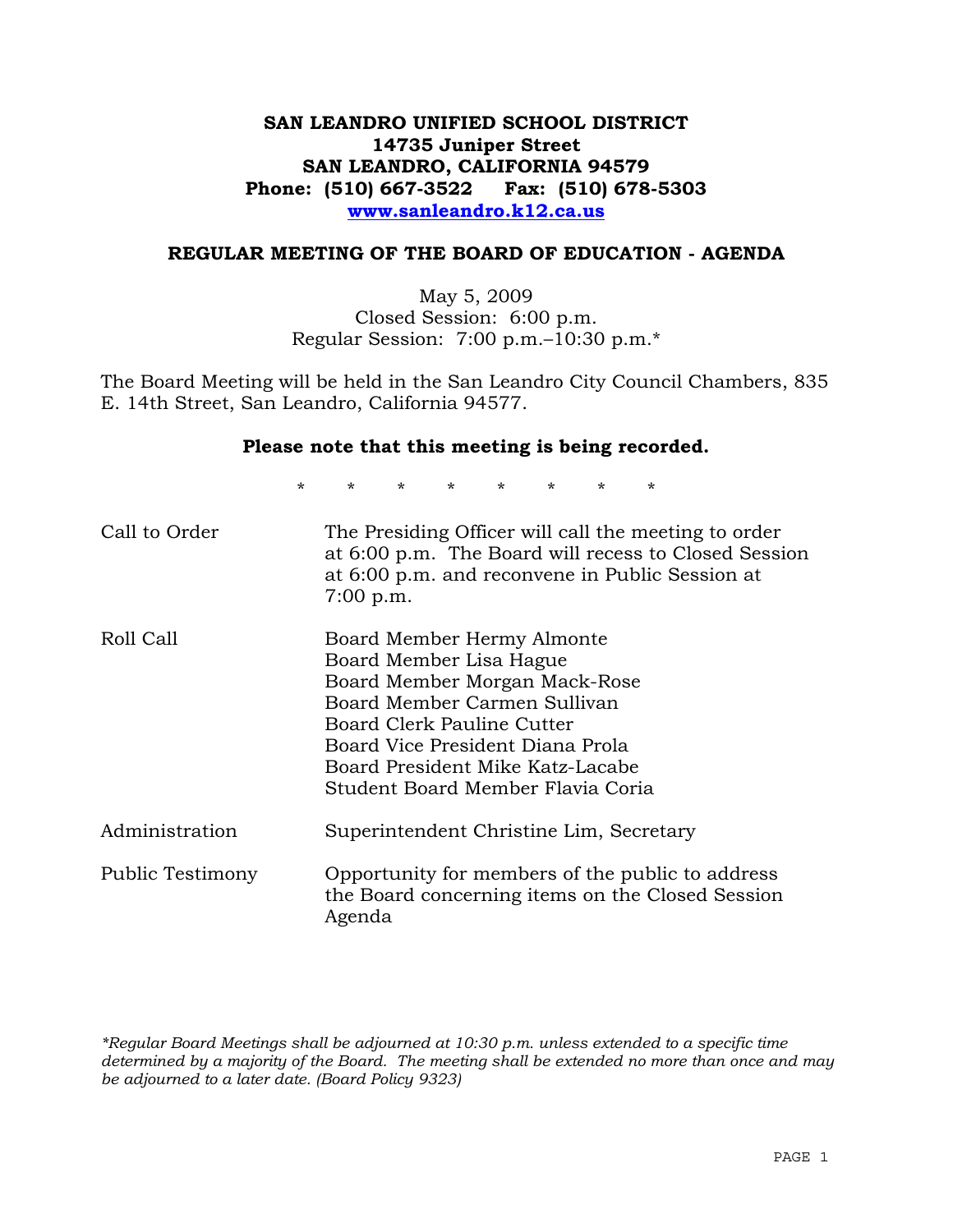# SAN LEANDRO UNIFIED SCHOOL DISTRICT
**14735 Juniper Street**
**SAN LEANDRO, CALIFORNIA 94579**
**Phone: (510) 667-3522 Fax: (510) 678-5303**
**www.sanleandro.k12.ca.us**

## REGULAR MEETING OF THE BOARD OF EDUCATION - AGENDA

May 5, 2009
Closed Session: 6:00 p.m.
Regular Session: 7:00 p.m.–10:30 p.m.*

The Board Meeting will be held in the San Leandro City Council Chambers, 835 E. 14th Street, San Leandro, California 94577.

**Please note that this meeting is being recorded.**

\* \* \* \* \* \* \* \*

| | |
|---|---|
| Call to Order | The Presiding Officer will call the meeting to order at 6:00 p.m. The Board will recess to Closed Session at 6:00 p.m. and reconvene in Public Session at 7:00 p.m. |
| Roll Call | Board Member Hermy Almonte<br>Board Member Lisa Hague<br>Board Member Morgan Mack-Rose<br>Board Member Carmen Sullivan<br>Board Clerk Pauline Cutter<br>Board Vice President Diana Prola<br>Board President Mike Katz-Lacabe<br>Student Board Member Flavia Coria |
| Administration | Superintendent Christine Lim, Secretary |
| Public Testimony | Opportunity for members of the public to address the Board concerning items on the Closed Session Agenda |

*\*Regular Board Meetings shall be adjourned at 10:30 p.m. unless extended to a specific time determined by a majority of the Board. The meeting shall be extended no more than once and may be adjourned to a later date. (Board Policy 9323)*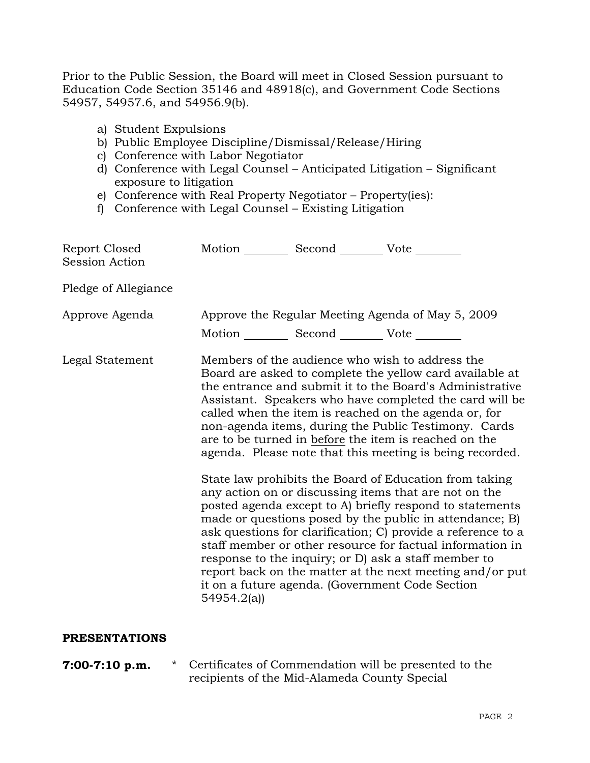Prior to the Public Session, the Board will meet in Closed Session pursuant to Education Code Section 35146 and 48918(c), and Government Code Sections 54957, 54957.6, and 54956.9(b).

a) Student Expulsions
b) Public Employee Discipline/Dismissal/Release/Hiring
c) Conference with Labor Negotiator
d) Conference with Legal Counsel – Anticipated Litigation – Significant exposure to litigation
e) Conference with Real Property Negotiator – Property(ies):
f) Conference with Legal Counsel – Existing Litigation

Report Closed Session Action — Motion ________ Second ________ Vote ________

Pledge of Allegiance

Approve Agenda — Approve the Regular Meeting Agenda of May 5, 2009

Motion ________ Second ________ Vote ________

Legal Statement — Members of the audience who wish to address the Board are asked to complete the yellow card available at the entrance and submit it to the Board's Administrative Assistant. Speakers who have completed the card will be called when the item is reached on the agenda or, for non-agenda items, during the Public Testimony. Cards are to be turned in before the item is reached on the agenda. Please note that this meeting is being recorded.

State law prohibits the Board of Education from taking any action on or discussing items that are not on the posted agenda except to A) briefly respond to statements made or questions posed by the public in attendance; B) ask questions for clarification; C) provide a reference to a staff member or other resource for factual information in response to the inquiry; or D) ask a staff member to report back on the matter at the next meeting and/or put it on a future agenda. (Government Code Section 54954.2(a))

## PRESENTATIONS

**7:00-7:10 p.m.** * Certificates of Commendation will be presented to the recipients of the Mid-Alameda County Special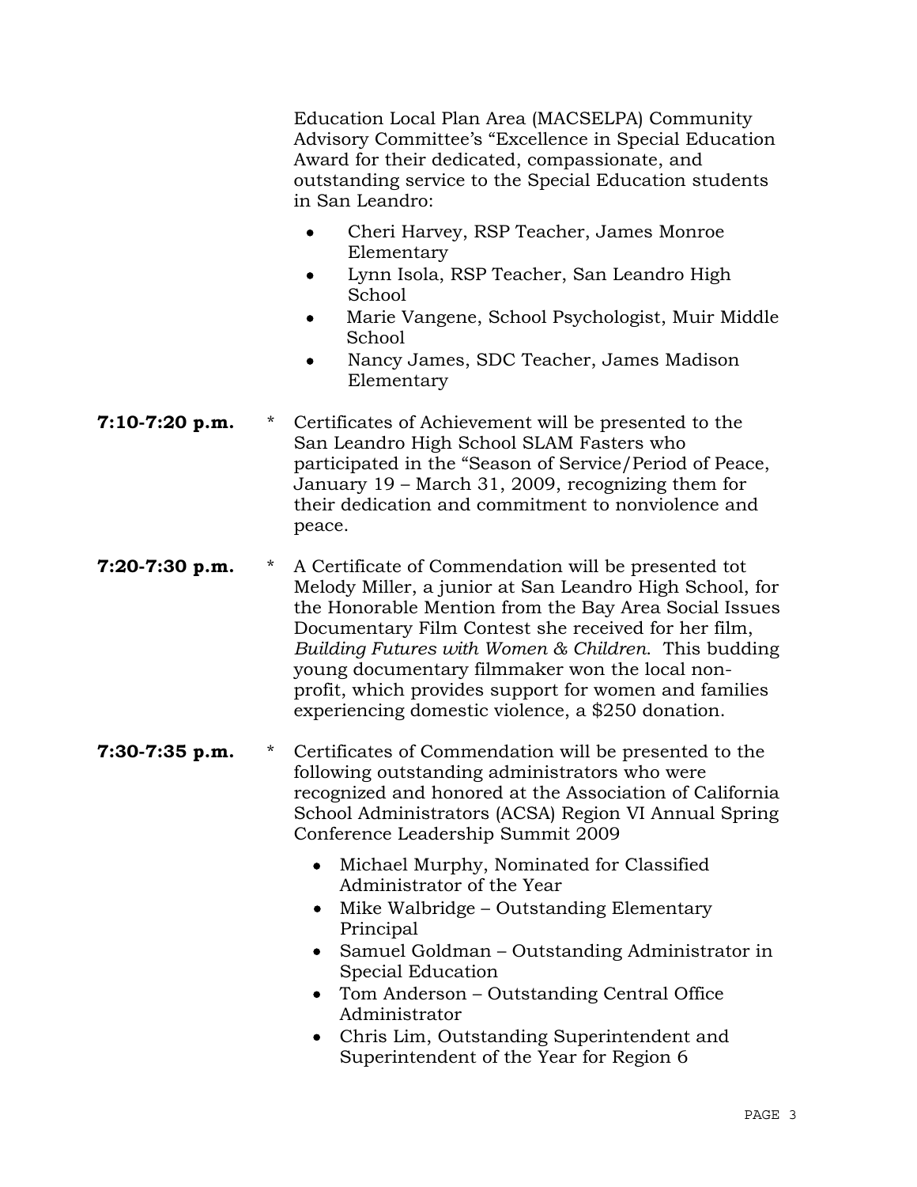Education Local Plan Area (MACSELPA) Community Advisory Committee's "Excellence in Special Education Award for their dedicated, compassionate, and outstanding service to the Special Education students in San Leandro:

- Cheri Harvey, RSP Teacher, James Monroe Elementary
- Lynn Isola, RSP Teacher, San Leandro High School
- Marie Vangene, School Psychologist, Muir Middle School
- Nancy James, SDC Teacher, James Madison Elementary

**7:10-7:20 p.m.** * Certificates of Achievement will be presented to the San Leandro High School SLAM Fasters who participated in the "Season of Service/Period of Peace, January 19 – March 31, 2009, recognizing them for their dedication and commitment to nonviolence and peace.

**7:20-7:30 p.m.** * A Certificate of Commendation will be presented tot Melody Miller, a junior at San Leandro High School, for the Honorable Mention from the Bay Area Social Issues Documentary Film Contest she received for her film, *Building Futures with Women & Children*. This budding young documentary filmmaker won the local non-profit, which provides support for women and families experiencing domestic violence, a $250 donation.

**7:30-7:35 p.m.** * Certificates of Commendation will be presented to the following outstanding administrators who were recognized and honored at the Association of California School Administrators (ACSA) Region VI Annual Spring Conference Leadership Summit 2009

- Michael Murphy, Nominated for Classified Administrator of the Year
- Mike Walbridge – Outstanding Elementary Principal
- Samuel Goldman – Outstanding Administrator in Special Education
- Tom Anderson – Outstanding Central Office Administrator
- Chris Lim, Outstanding Superintendent and Superintendent of the Year for Region 6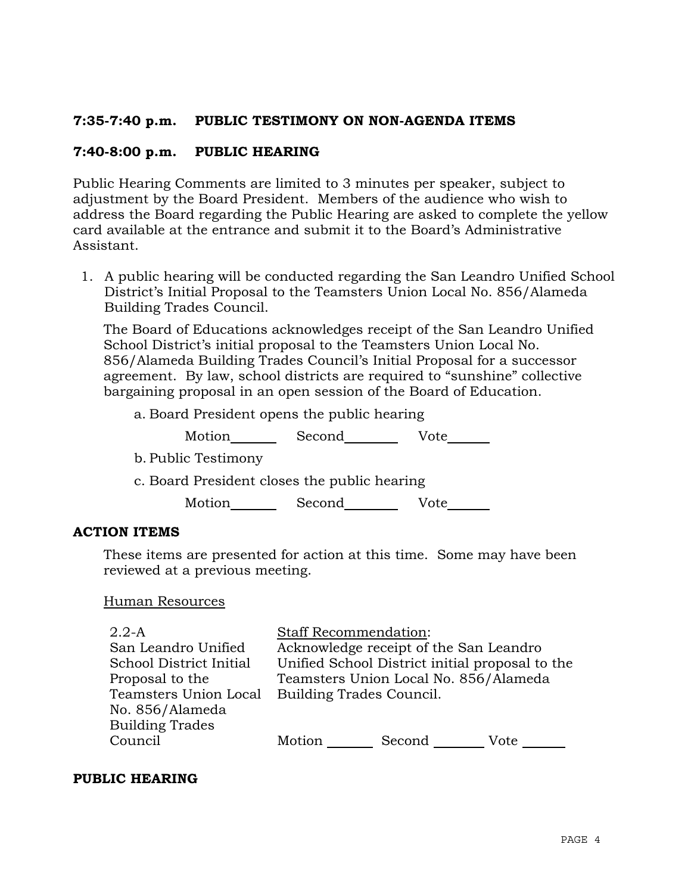**7:35-7:40 p.m. PUBLIC TESTIMONY ON NON-AGENDA ITEMS**

**7:40-8:00 p.m. PUBLIC HEARING**

Public Hearing Comments are limited to 3 minutes per speaker, subject to adjustment by the Board President. Members of the audience who wish to address the Board regarding the Public Hearing are asked to complete the yellow card available at the entrance and submit it to the Board's Administrative Assistant.

1. A public hearing will be conducted regarding the San Leandro Unified School District's Initial Proposal to the Teamsters Union Local No. 856/Alameda Building Trades Council.

   The Board of Educations acknowledges receipt of the San Leandro Unified School District's initial proposal to the Teamsters Union Local No. 856/Alameda Building Trades Council's Initial Proposal for a successor agreement. By law, school districts are required to "sunshine" collective bargaining proposal in an open session of the Board of Education.

   a. Board President opens the public hearing

      Motion_______ Second________ Vote______

   b. Public Testimony

   c. Board President closes the public hearing

      Motion_______ Second________ Vote______

**ACTION ITEMS**

These items are presented for action at this time. Some may have been reviewed at a previous meeting.

Human Resources

2.2-A San Leandro Unified School District Initial Proposal to the Teamsters Union Local No. 856/Alameda Building Trades Council

Staff Recommendation:
Acknowledge receipt of the San Leandro Unified School District initial proposal to the Teamsters Union Local No. 856/Alameda Building Trades Council.

Motion _______ Second ________ Vote ______

**PUBLIC HEARING**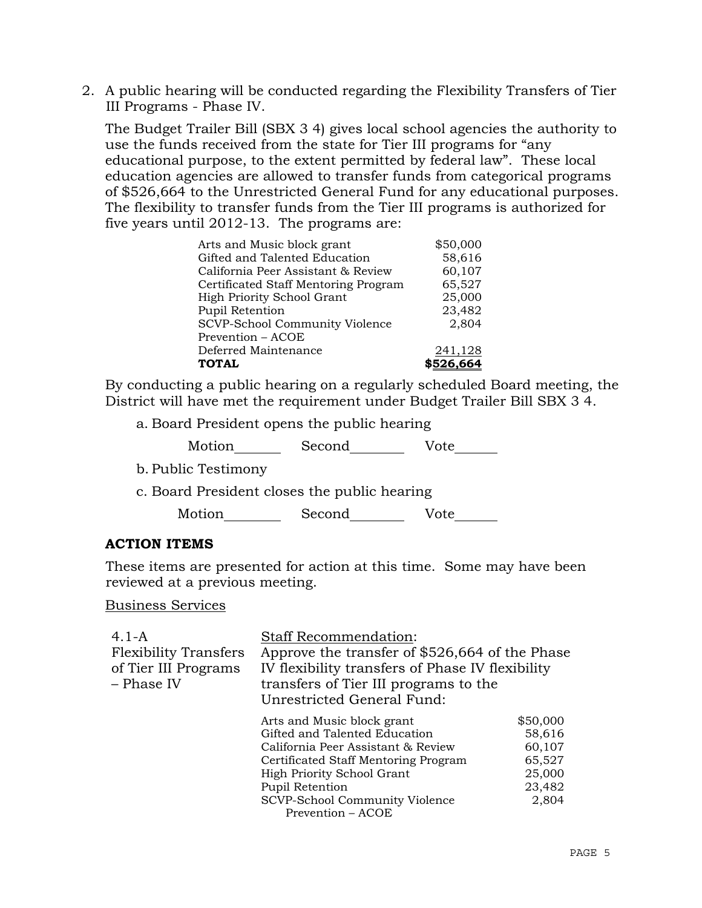2. A public hearing will be conducted regarding the Flexibility Transfers of Tier III Programs - Phase IV.

   The Budget Trailer Bill (SBX 3 4) gives local school agencies the authority to use the funds received from the state for Tier III programs for "any educational purpose, to the extent permitted by federal law". These local education agencies are allowed to transfer funds from categorical programs of $526,664 to the Unrestricted General Fund for any educational purposes. The flexibility to transfer funds from the Tier III programs is authorized for five years until 2012-13. The programs are:

| Program | Amount |
|---|---|
| Arts and Music block grant | $50,000 |
| Gifted and Talented Education | 58,616 |
| California Peer Assistant & Review | 60,107 |
| Certificated Staff Mentoring Program | 65,527 |
| High Priority School Grant | 25,000 |
| Pupil Retention | 23,482 |
| SCVP-School Community Violence Prevention – ACOE | 2,804 |
| Deferred Maintenance | 241,128 |
| **TOTAL** | **$526,664** |

   By conducting a public hearing on a regularly scheduled Board meeting, the District will have met the requirement under Budget Trailer Bill SBX 3 4.

   a. Board President opens the public hearing

      Motion______ Second_______ Vote______

   b. Public Testimony

   c. Board President closes the public hearing

      Motion_______ Second_______ Vote______

## ACTION ITEMS

These items are presented for action at this time. Some may have been reviewed at a previous meeting.

Business Services

4.1-A
Flexibility Transfers of Tier III Programs – Phase IV

Staff Recommendation:
Approve the transfer of $526,664 of the Phase IV flexibility transfers of Phase IV flexibility transfers of Tier III programs to the Unrestricted General Fund:

| Program | Amount |
|---|---|
| Arts and Music block grant | $50,000 |
| Gifted and Talented Education | 58,616 |
| California Peer Assistant & Review | 60,107 |
| Certificated Staff Mentoring Program | 65,527 |
| High Priority School Grant | 25,000 |
| Pupil Retention | 23,482 |
| SCVP-School Community Violence Prevention – ACOE | 2,804 |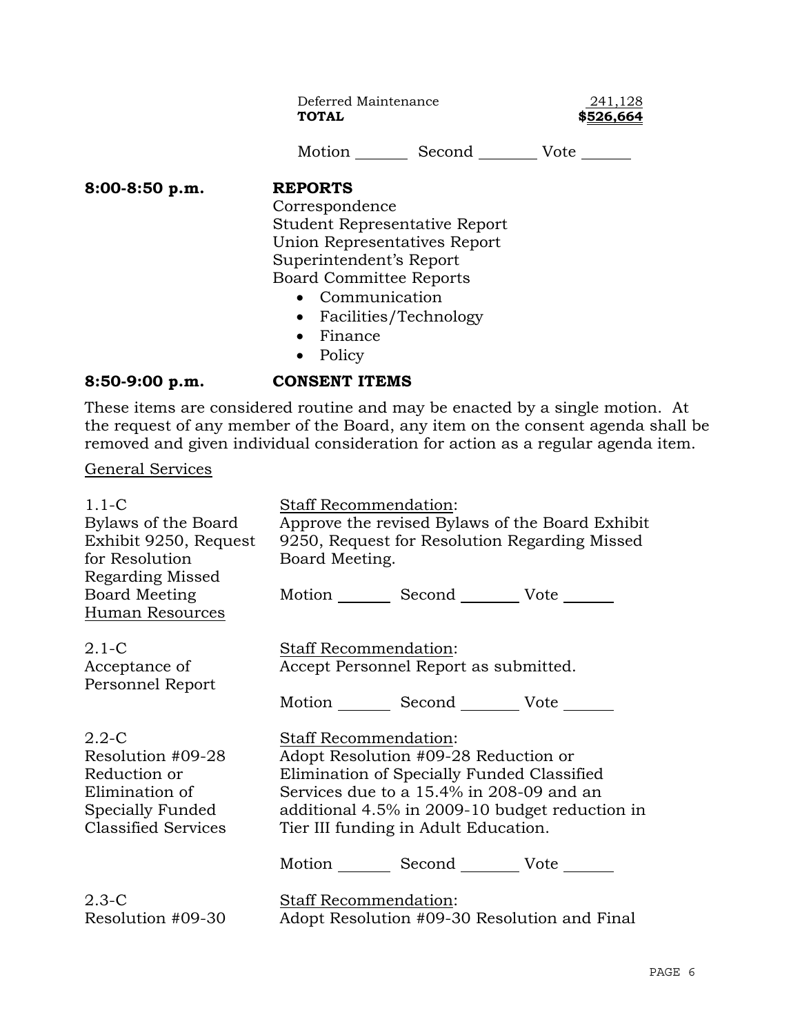| | |
|---|---|
| Deferred Maintenance | 241,128 |
| **TOTAL** | **$526,664** |

Motion _______ Second ________ Vote _______

**8:00-8:50 p.m.** **REPORTS**

Correspondence
Student Representative Report
Union Representatives Report
Superintendent's Report
Board Committee Reports

- Communication
- Facilities/Technology
- Finance
- Policy

**8:50-9:00 p.m.** **CONSENT ITEMS**

These items are considered routine and may be enacted by a single motion. At the request of any member of the Board, any item on the consent agenda shall be removed and given individual consideration for action as a regular agenda item.

General Services

1.1-C
Bylaws of the Board Exhibit 9250, Request for Resolution Regarding Missed Board Meeting

Staff Recommendation:
Approve the revised Bylaws of the Board Exhibit 9250, Request for Resolution Regarding Missed Board Meeting.

Motion _______ Second ________ Vote _______

Human Resources

2.1-C
Acceptance of Personnel Report

Staff Recommendation:
Accept Personnel Report as submitted.

Motion _______ Second ________ Vote _______

2.2-C
Resolution #09-28 Reduction or Elimination of Specially Funded Classified Services

Staff Recommendation:
Adopt Resolution #09-28 Reduction or Elimination of Specially Funded Classified Services due to a 15.4% in 208-09 and an additional 4.5% in 2009-10 budget reduction in Tier III funding in Adult Education.

Motion _______ Second ________ Vote _______

2.3-C
Resolution #09-30

Staff Recommendation:
Adopt Resolution #09-30 Resolution and Final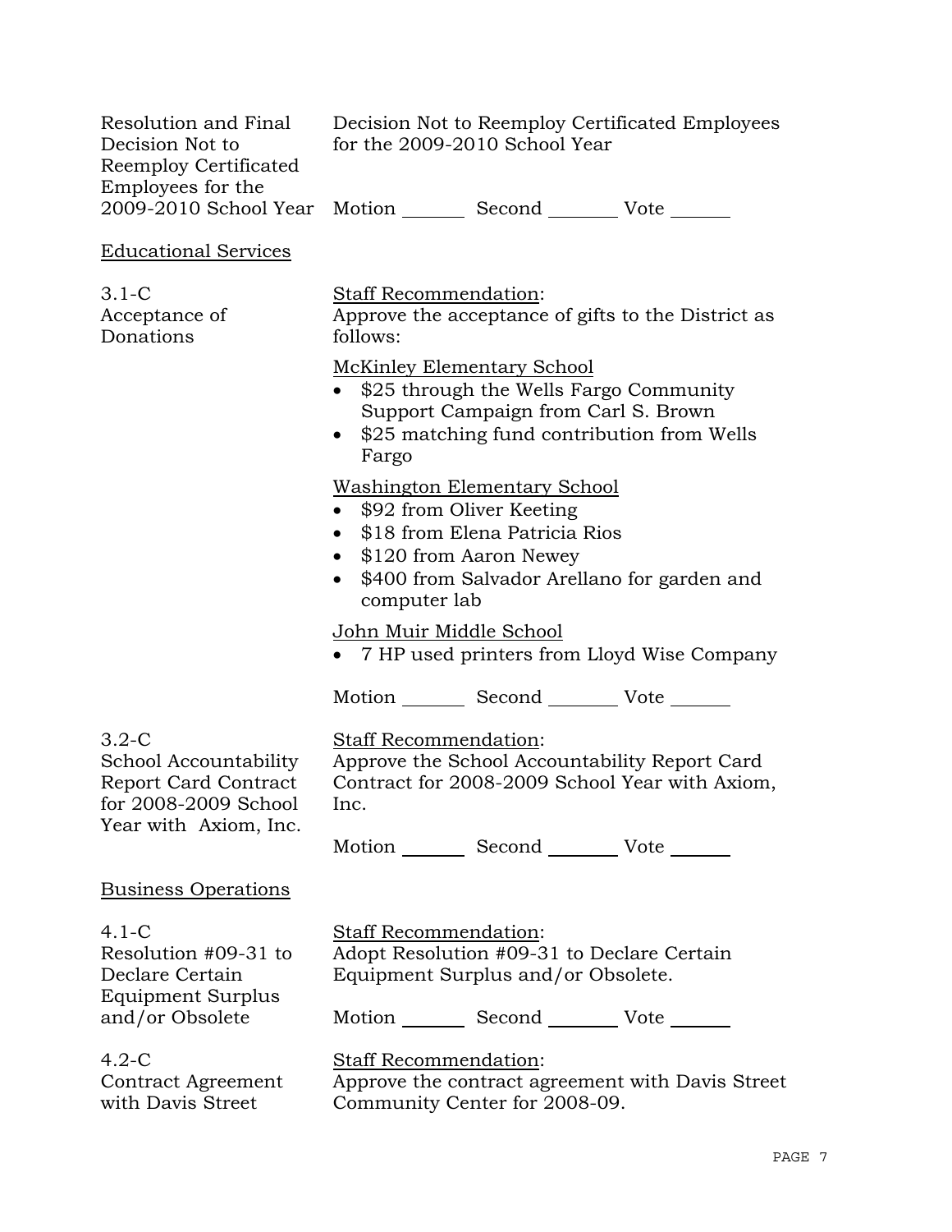Resolution and Final Decision Not to Reemploy Certificated Employees for the 2009-2010 School Year

Decision Not to Reemploy Certificated Employees for the 2009-2010 School Year

Motion _______ Second _______ Vote _______

Educational Services

3.1-C Acceptance of Donations

Staff Recommendation:
Approve the acceptance of gifts to the District as follows:

McKinley Elementary School

- $25 through the Wells Fargo Community Support Campaign from Carl S. Brown
- $25 matching fund contribution from Wells Fargo

Washington Elementary School

- $92 from Oliver Keeting
- $18 from Elena Patricia Rios
- $120 from Aaron Newey
- $400 from Salvador Arellano for garden and computer lab

John Muir Middle School

- 7 HP used printers from Lloyd Wise Company

Motion _______ Second _______ Vote _______

3.2-C School Accountability Report Card Contract for 2008-2009 School Year with Axiom, Inc.

Staff Recommendation:
Approve the School Accountability Report Card Contract for 2008-2009 School Year with Axiom, Inc.

Motion _______ Second _______ Vote _______

Business Operations

4.1-C Resolution #09-31 to Declare Certain Equipment Surplus and/or Obsolete

Staff Recommendation:
Adopt Resolution #09-31 to Declare Certain Equipment Surplus and/or Obsolete.

Motion _______ Second _______ Vote _______

4.2-C Contract Agreement with Davis Street

Staff Recommendation:
Approve the contract agreement with Davis Street Community Center for 2008-09.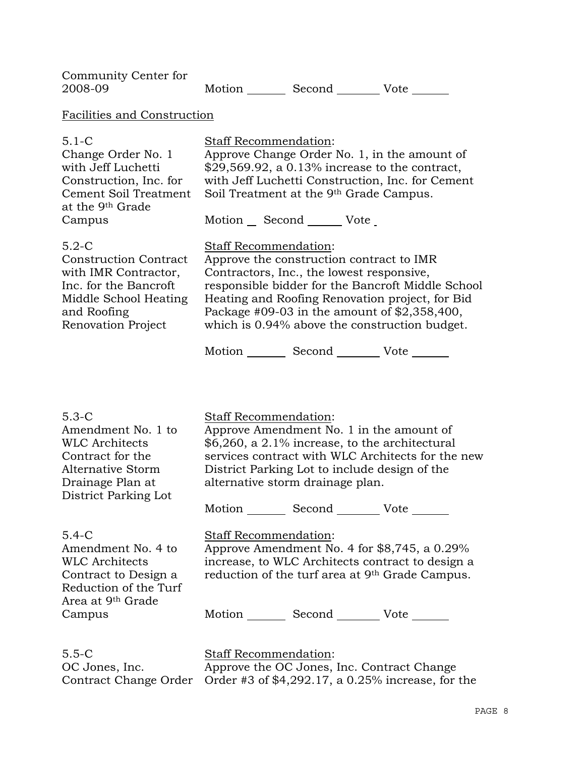Community Center for 2008-09 Motion _______ Second ________ Vote ______

Facilities and Construction

5.1-C
Change Order No. 1 with Jeff Luchetti Construction, Inc. for Cement Soil Treatment at the 9th Grade Campus

Staff Recommendation:
Approve Change Order No. 1, in the amount of $29,569.92, a 0.13% increase to the contract, with Jeff Luchetti Construction, Inc. for Cement Soil Treatment at the 9th Grade Campus.

Motion __ Second ______ Vote _

5.2-C
Construction Contract with IMR Contractor, Inc. for the Bancroft Middle School Heating and Roofing Renovation Project

Staff Recommendation:
Approve the construction contract to IMR Contractors, Inc., the lowest responsive, responsible bidder for the Bancroft Middle School Heating and Roofing Renovation project, for Bid Package #09-03 in the amount of $2,358,400, which is 0.94% above the construction budget.

Motion _______ Second ________ Vote ______

5.3-C
Amendment No. 1 to WLC Architects Contract for the Alternative Storm Drainage Plan at District Parking Lot

Staff Recommendation:
Approve Amendment No. 1 in the amount of $6,260, a 2.1% increase, to the architectural services contract with WLC Architects for the new District Parking Lot to include design of the alternative storm drainage plan.

Motion _______ Second ________ Vote ______

5.4-C
Amendment No. 4 to WLC Architects Contract to Design a Reduction of the Turf Area at 9th Grade Campus

Staff Recommendation:
Approve Amendment No. 4 for $8,745, a 0.29% increase, to WLC Architects contract to design a reduction of the turf area at 9th Grade Campus.

Motion _______ Second ________ Vote ______

5.5-C
OC Jones, Inc. Contract Change Order

Staff Recommendation:
Approve the OC Jones, Inc. Contract Change Order #3 of $4,292.17, a 0.25% increase, for the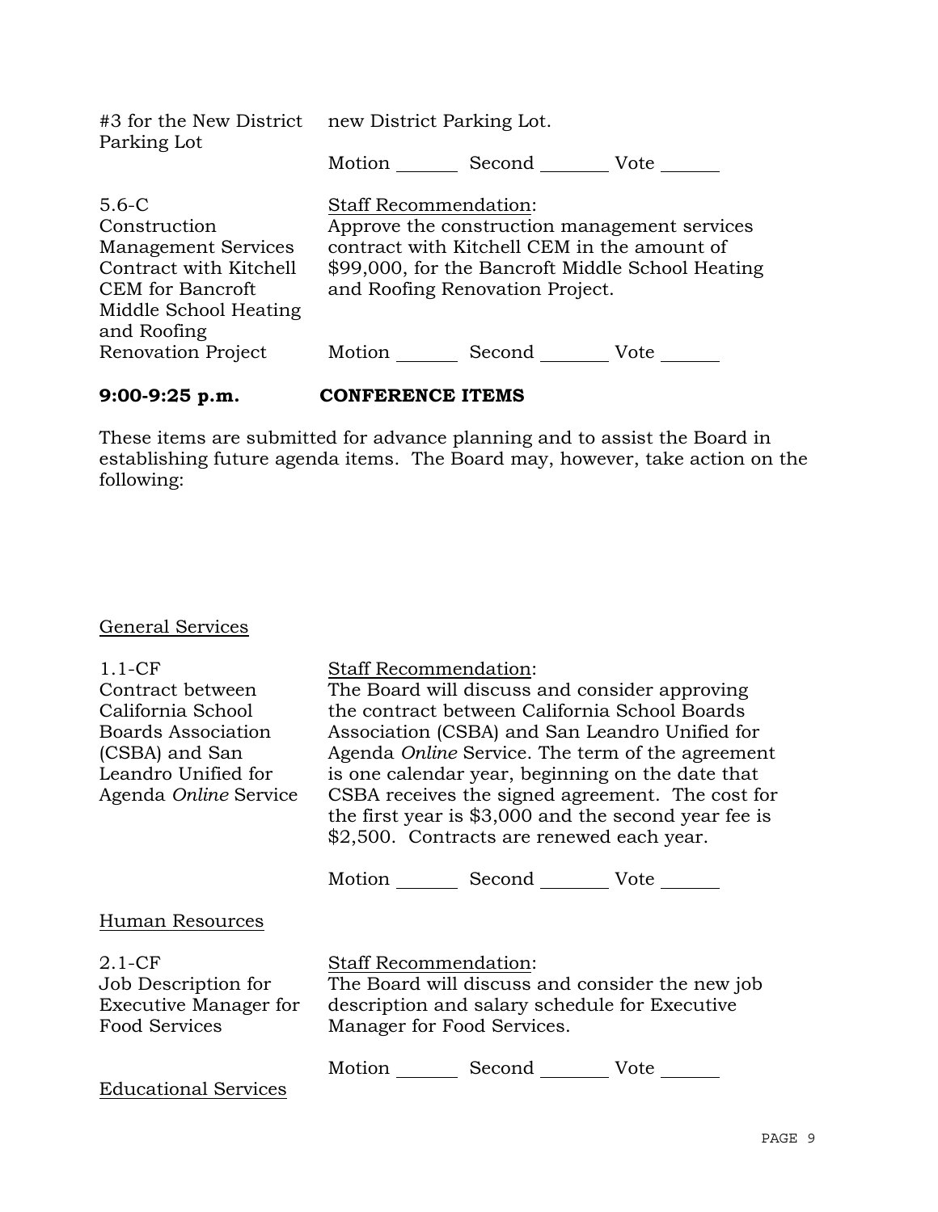#3 for the New District Parking Lot

new District Parking Lot.

Motion _______ Second ________ Vote ______

5.6-C
Construction Management Services Contract with Kitchell CEM for Bancroft Middle School Heating and Roofing Renovation Project

Staff Recommendation:
Approve the construction management services contract with Kitchell CEM in the amount of $99,000, for the Bancroft Middle School Heating and Roofing Renovation Project.

Motion _______ Second ________ Vote ______

**9:00-9:25 p.m.** **CONFERENCE ITEMS**

These items are submitted for advance planning and to assist the Board in establishing future agenda items. The Board may, however, take action on the following:

General Services

1.1-CF
Contract between California School Boards Association (CSBA) and San Leandro Unified for Agenda *Online* Service

Staff Recommendation:
The Board will discuss and consider approving the contract between California School Boards Association (CSBA) and San Leandro Unified for Agenda *Online* Service. The term of the agreement is one calendar year, beginning on the date that CSBA receives the signed agreement. The cost for the first year is $3,000 and the second year fee is $2,500. Contracts are renewed each year.

Motion _______ Second ________ Vote ______

Human Resources

2.1-CF
Job Description for Executive Manager for Food Services

Staff Recommendation:
The Board will discuss and consider the new job description and salary schedule for Executive Manager for Food Services.

Motion _______ Second ________ Vote ______

Educational Services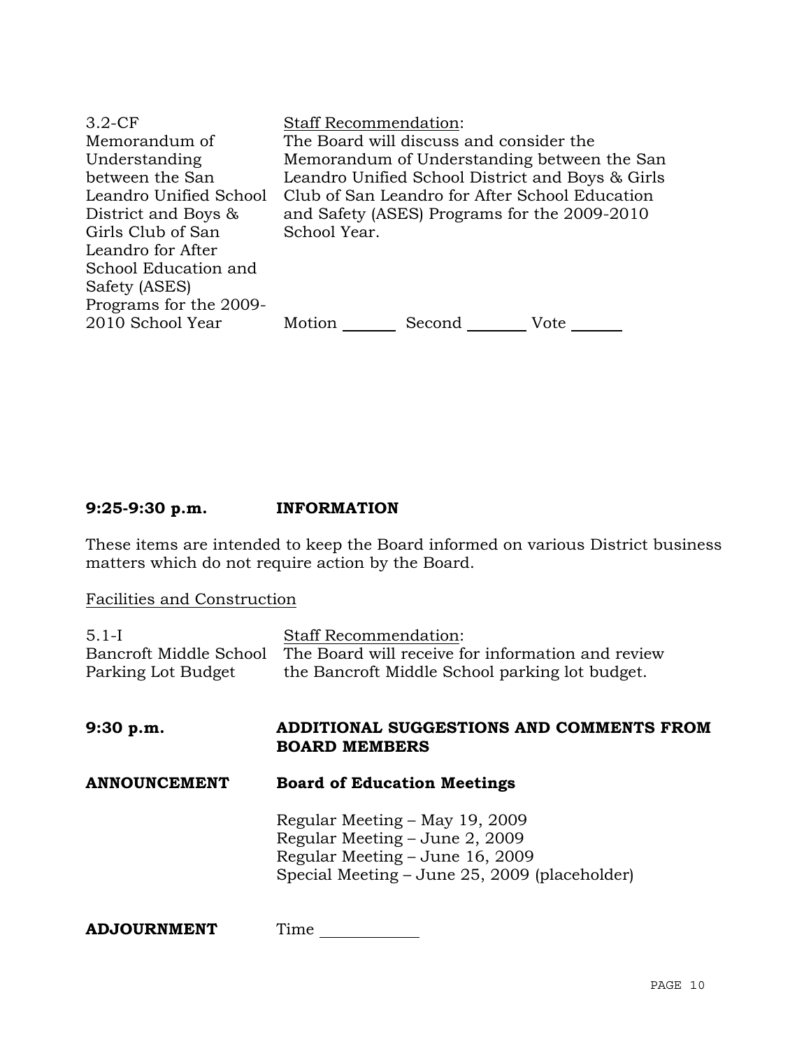| | |
|---|---|
| 3.2-CF<br>Memorandum of Understanding between the San Leandro Unified School District and Boys & Girls Club of San Leandro for After School Education and Safety (ASES) Programs for the 2009-2010 School Year | Staff Recommendation:<br>The Board will discuss and consider the Memorandum of Understanding between the San Leandro Unified School District and Boys & Girls Club of San Leandro for After School Education and Safety (ASES) Programs for the 2009-2010 School Year.<br><br>Motion ______ Second ______ Vote ______ |

**9:25-9:30 p.m. INFORMATION**

These items are intended to keep the Board informed on various District business matters which do not require action by the Board.

Facilities and Construction

| | |
|---|---|
| 5.1-I<br>Bancroft Middle School Parking Lot Budget | Staff Recommendation:<br>The Board will receive for information and review the Bancroft Middle School parking lot budget. |

**9:30 p.m. ADDITIONAL SUGGESTIONS AND COMMENTS FROM BOARD MEMBERS**

**ANNOUNCEMENT Board of Education Meetings**

Regular Meeting – May 19, 2009
Regular Meeting – June 2, 2009
Regular Meeting – June 16, 2009
Special Meeting – June 25, 2009 (placeholder)

**ADJOURNMENT** Time ____________